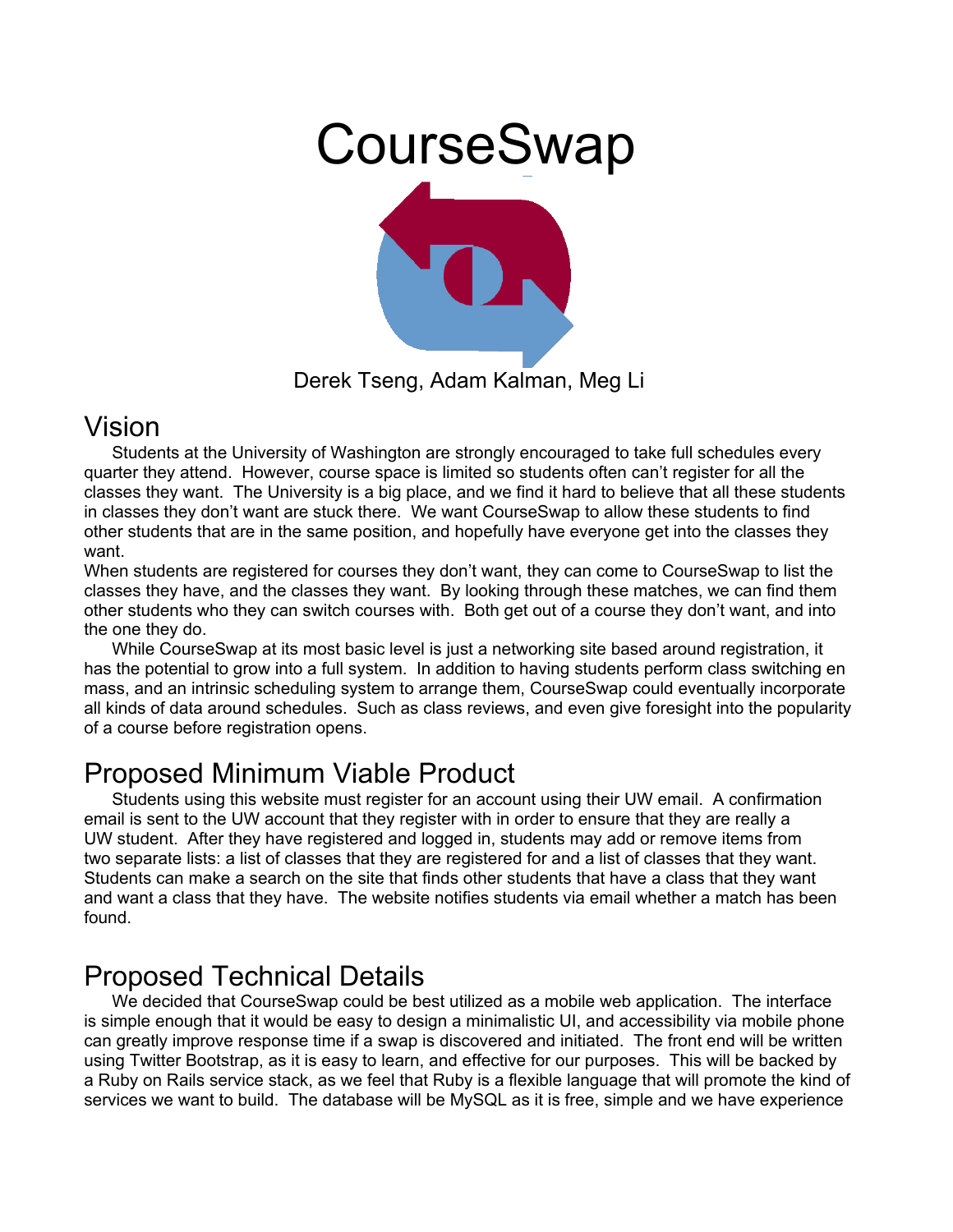# CourseSwap

Derek Tseng, Adam Kalman, Meg Li

## Vision

Students at the University of Washington are strongly encouraged to take full schedules every quarter they attend. However, course space is limited so students often can't register for all the classes they want. The University is a big place, and we find it hard to believe that all these students in classes they don't want are stuck there. We want CourseSwap to allow these students to find other students that are in the same position, and hopefully have everyone get into the classes they want.

When students are registered for courses they don't want, they can come to CourseSwap to list the classes they have, and the classes they want. By looking through these matches, we can find them other students who they can switch courses with. Both get out of a course they don't want, and into the one they do.

While CourseSwap at its most basic level is just a networking site based around registration, it has the potential to grow into a full system. In addition to having students perform class switching en mass, and an intrinsic scheduling system to arrange them, CourseSwap could eventually incorporate all kinds of data around schedules. Such as class reviews, and even give foresight into the popularity of a course before registration opens.

## Proposed Minimum Viable Product

Students using this website must register for an account using their UW email. A confirmation email is sent to the UW account that they register with in order to ensure that they are really a UW student. After they have registered and logged in, students may add or remove items from two separate lists: a list of classes that they are registered for and a list of classes that they want. Students can make a search on the site that finds other students that have a class that they want and want a class that they have. The website notifies students via email whether a match has been found.

## Proposed Technical Details

We decided that CourseSwap could be best utilized as a mobile web application. The interface is simple enough that it would be easy to design a minimalistic UI, and accessibility via mobile phone can greatly improve response time if a swap is discovered and initiated. The front end will be written using Twitter Bootstrap, as it is easy to learn, and effective for our purposes. This will be backed by a Ruby on Rails service stack, as we feel that Ruby is a flexible language that will promote the kind of services we want to build. The database will be MySQL as it is free, simple and we have experience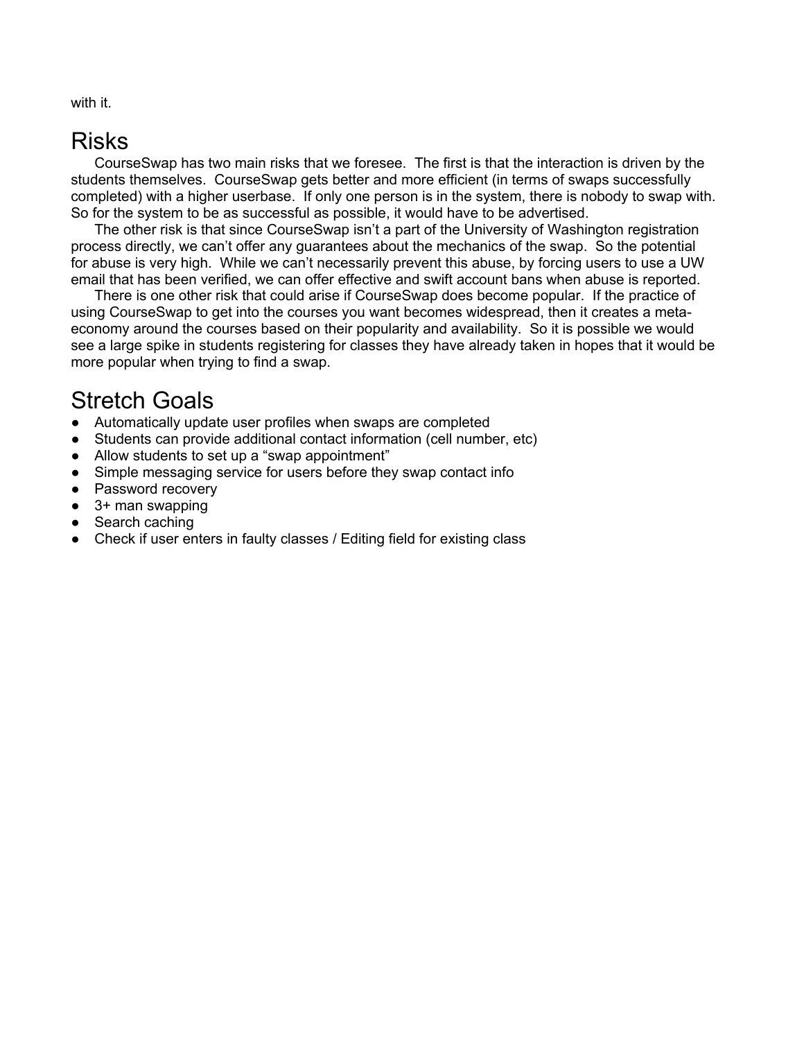with it.

# Risks

CourseSwap has two main risks that we foresee. The first is that the interaction is driven by the students themselves. CourseSwap gets better and more efficient (in terms of swaps successfully completed) with a higher userbase. If only one person is in the system, there is nobody to swap with. So for the system to be as successful as possible, it would have to be advertised.

The other risk is that since CourseSwap isn't a part of the University of Washington registration process directly, we can't offer any guarantees about the mechanics of the swap. So the potential for abuse is very high. While we can't necessarily prevent this abuse, by forcing users to use a UW email that has been verified, we can offer effective and swift account bans when abuse is reported.

There is one other risk that could arise if CourseSwap does become popular. If the practice of using CourseSwap to get into the courses you want becomes widespread, then it creates a meta-economy around the courses based on their popularity and availability. So it is possible we would see a large spike in students registering for classes they have already taken in hopes that it would be more popular when trying to find a swap.

# Stretch Goals

- Automatically update user profiles when swaps are completed
- Students can provide additional contact information (cell number, etc)
- Allow students to set up a "swap appointment"
- Simple messaging service for users before they swap contact info
- Password recovery
- 3+ man swapping
- Search caching
- Check if user enters in faulty classes / Editing field for existing class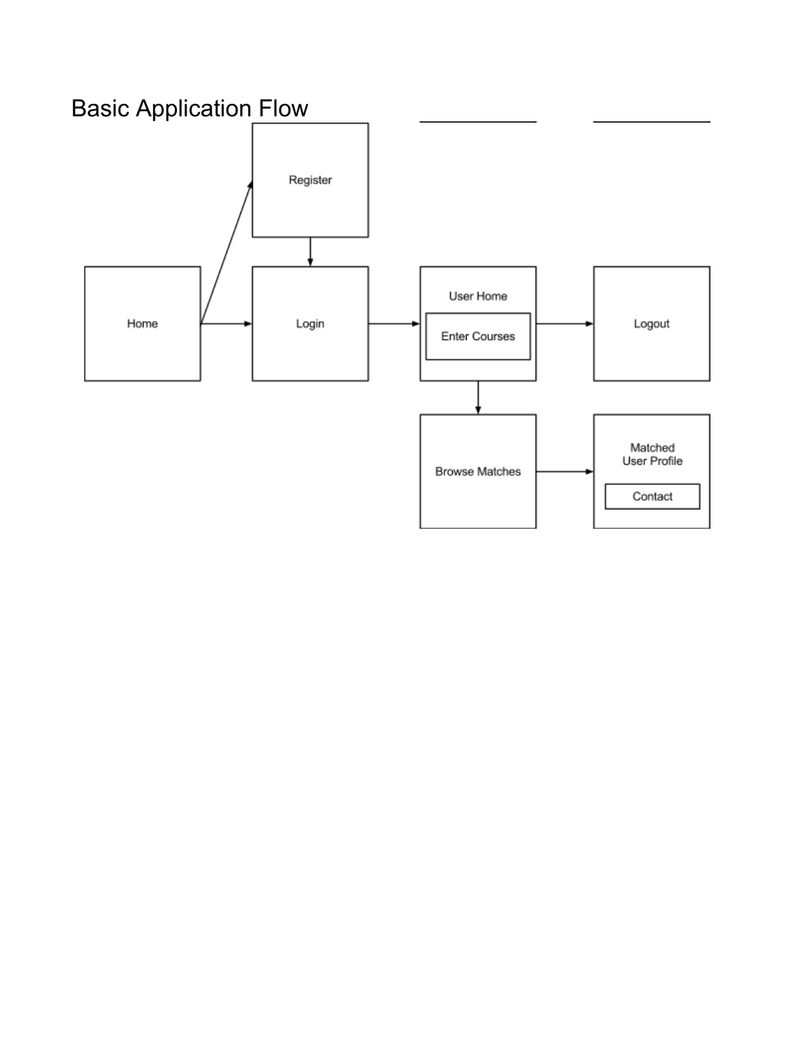# Basic Application Flow

Register

Home

Login

User Home

Enter Courses

Logout

Browse Matches

Matched User Profile

Contact